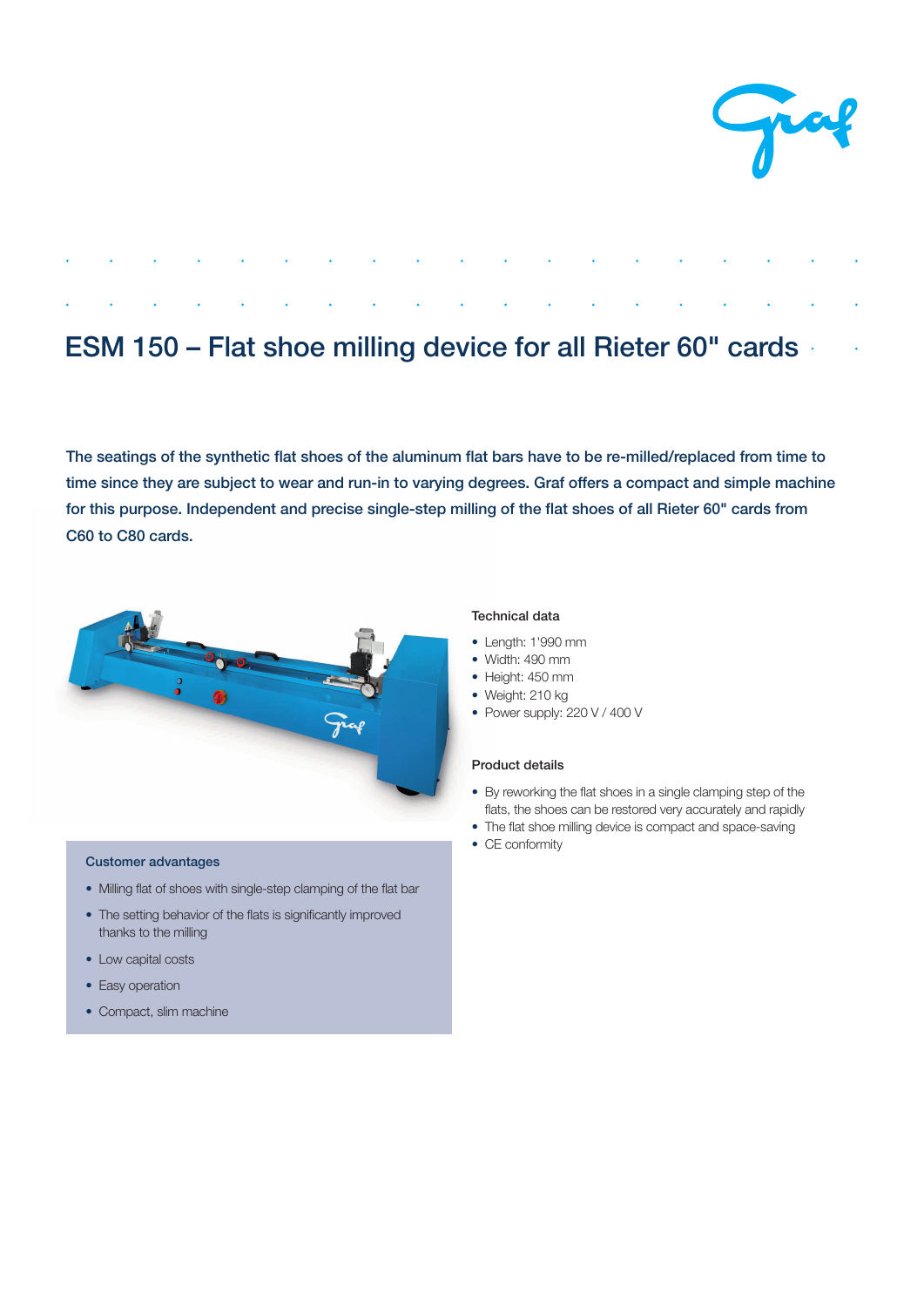# ESM 150 – Flat shoe milling device for all Rieter 60" cards

The seatings of the synthetic flat shoes of the aluminum flat bars have to be re-milled/replaced from time to time since they are subject to wear and run-in to varying degrees. Graf offers a compact and simple machine for this purpose. Independent and precise single-step milling of the flat shoes of all Rieter 60" cards from C60 to C80 cards.

### Customer advantages

- Milling flat of shoes with single-step clamping of the flat bar
- The setting behavior of the flats is significantly improved thanks to the milling
- Low capital costs
- Easy operation
- Compact, slim machine

### Technical data

- Length: 1'990 mm
- Width: 490 mm
- Height: 450 mm
- Weight: 210 kg
- Power supply: 220 V / 400 V

### Product details

- By reworking the flat shoes in a single clamping step of the flats, the shoes can be restored very accurately and rapidly
- The flat shoe milling device is compact and space-saving
- CE conformity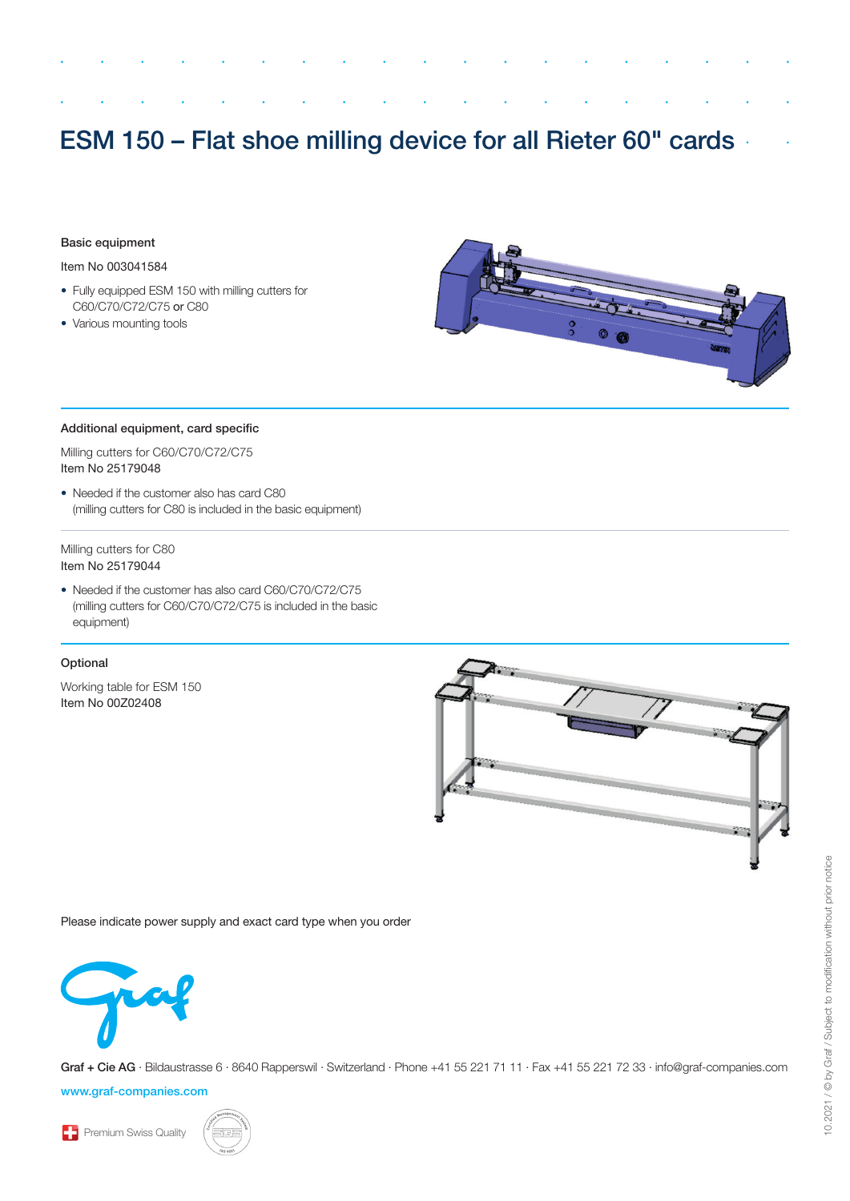# ESM 150 – Flat shoe milling device for all Rieter 60" cards

### Basic equipment

Item No 003041584

- Fully equipped ESM 150 with milling cutters for C60/C70/C72/C75 **or** C80
- Various mounting tools

### Additional equipment, card specific

Milling cutters for C60/C70/C72/C75
Item No 25179048

- Needed if the customer also has card C80 (milling cutters for C80 is included in the basic equipment)

Milling cutters for C80
Item No 25179044

- Needed if the customer has also card C60/C70/C72/C75 (milling cutters for C60/C70/C72/C75 is included in the basic equipment)

### Optional

Working table for ESM 150
Item No 00Z02408

Please indicate power supply and exact card type when you order

**Graf + Cie AG** · Bildaustrasse 6 · 8640 Rapperswil · Switzerland · Phone +41 55 221 71 11 · Fax +41 55 221 72 33 · info@graf-companies.com

www.graf-companies.com

Premium Swiss Quality

10.2021 / © by Graf / Subject to modification without prior notice